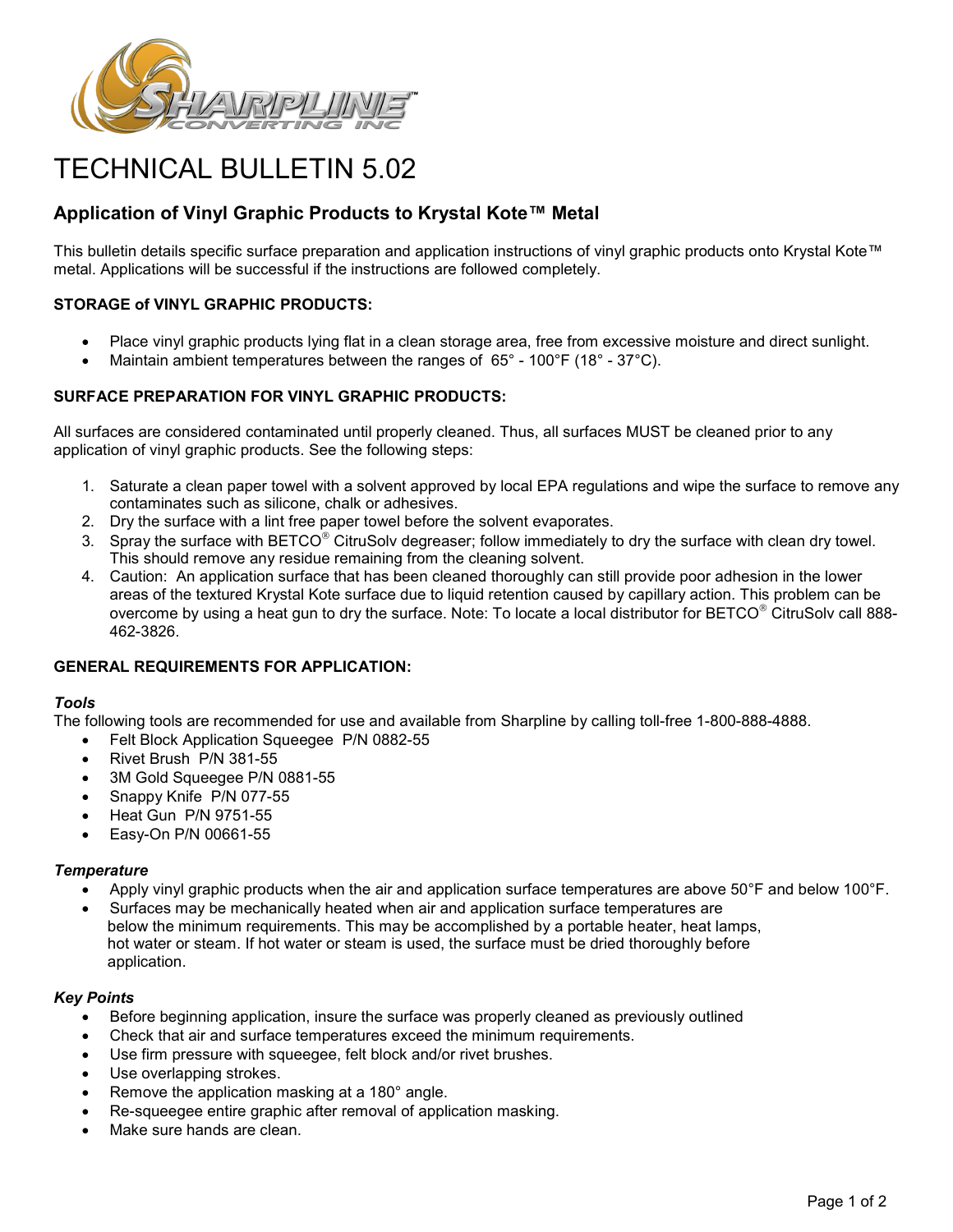# TECHNICAL BULLETIN 5.02

## Application of Vinyl Graphic Products to Krystal Kote™ Metal

This bulletin details specific surface preparation and application instructions of vinyl graphic products onto Krystal Kote™ metal. Applications will be successful if the instructions are followed completely.

**STORAGE of VINYL GRAPHIC PRODUCTS:**

- Place vinyl graphic products lying flat in a clean storage area, free from excessive moisture and direct sunlight.
- Maintain ambient temperatures between the ranges of 65° - 100°F (18° - 37°C).

**SURFACE PREPARATION FOR VINYL GRAPHIC PRODUCTS:**

All surfaces are considered contaminated until properly cleaned. Thus, all surfaces MUST be cleaned prior to any application of vinyl graphic products. See the following steps:

1. Saturate a clean paper towel with a solvent approved by local EPA regulations and wipe the surface to remove any contaminates such as silicone, chalk or adhesives.
2. Dry the surface with a lint free paper towel before the solvent evaporates.
3. Spray the surface with BETCO® CitruSolv degreaser; follow immediately to dry the surface with clean dry towel. This should remove any residue remaining from the cleaning solvent.
4. Caution: An application surface that has been cleaned thoroughly can still provide poor adhesion in the lower areas of the textured Krystal Kote surface due to liquid retention caused by capillary action. This problem can be overcome by using a heat gun to dry the surface. Note: To locate a local distributor for BETCO® CitruSolv call 888-462-3826.

**GENERAL REQUIREMENTS FOR APPLICATION:**

***Tools***

The following tools are recommended for use and available from Sharpline by calling toll-free 1-800-888-4888.

- Felt Block Application Squeegee P/N 0882-55
- Rivet Brush P/N 381-55
- 3M Gold Squeegee P/N 0881-55
- Snappy Knife P/N 077-55
- Heat Gun P/N 9751-55
- Easy-On P/N 00661-55

***Temperature***

- Apply vinyl graphic products when the air and application surface temperatures are above 50°F and below 100°F.
- Surfaces may be mechanically heated when air and application surface temperatures are below the minimum requirements. This may be accomplished by a portable heater, heat lamps, hot water or steam. If hot water or steam is used, the surface must be dried thoroughly before application.

***Key Points***

- Before beginning application, insure the surface was properly cleaned as previously outlined
- Check that air and surface temperatures exceed the minimum requirements.
- Use firm pressure with squeegee, felt block and/or rivet brushes.
- Use overlapping strokes.
- Remove the application masking at a 180° angle.
- Re-squeegee entire graphic after removal of application masking.
- Make sure hands are clean.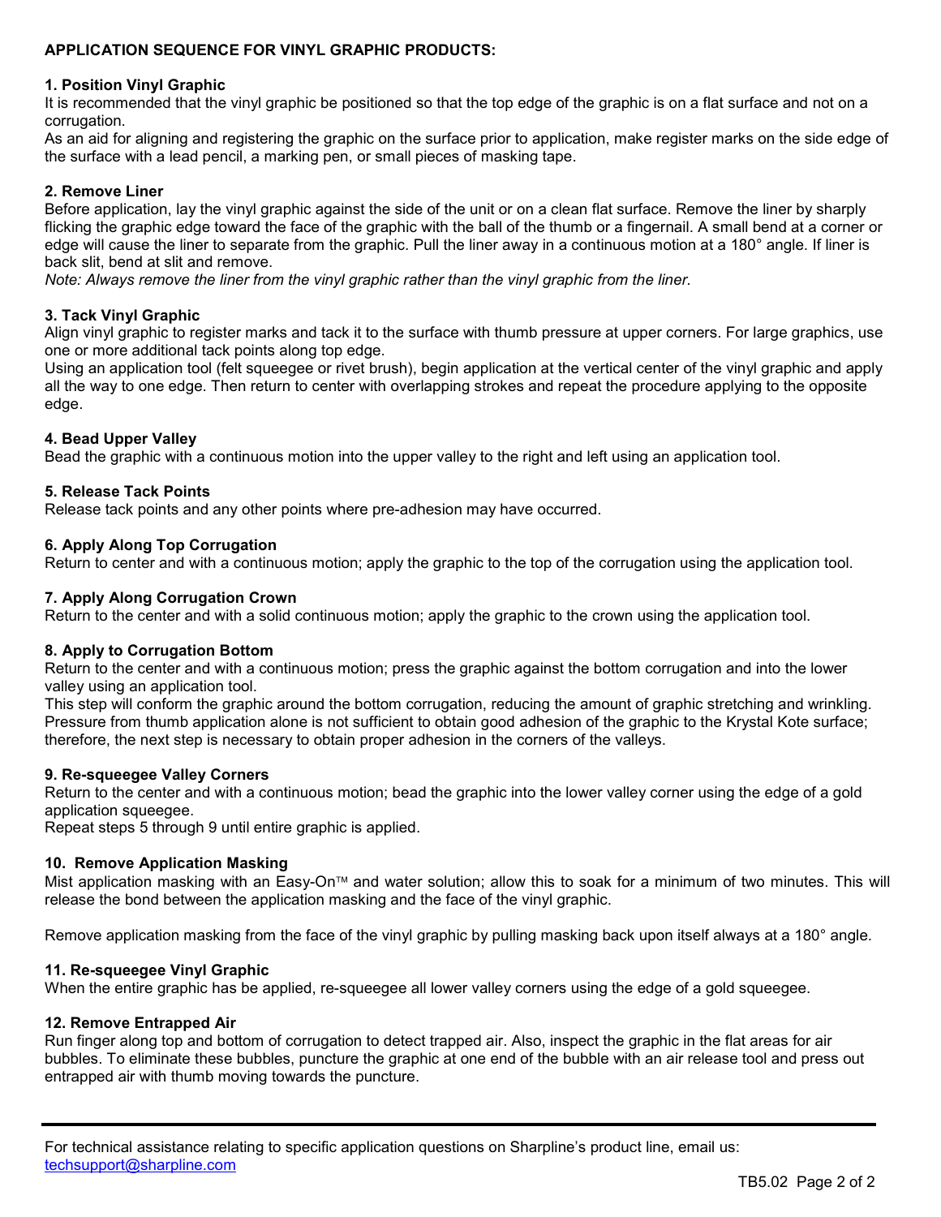**APPLICATION SEQUENCE FOR VINYL GRAPHIC PRODUCTS:**

**1. Position Vinyl Graphic**

It is recommended that the vinyl graphic be positioned so that the top edge of the graphic is on a flat surface and not on a corrugation.

As an aid for aligning and registering the graphic on the surface prior to application, make register marks on the side edge of the surface with a lead pencil, a marking pen, or small pieces of masking tape.

**2. Remove Liner**

Before application, lay the vinyl graphic against the side of the unit or on a clean flat surface. Remove the liner by sharply flicking the graphic edge toward the face of the graphic with the ball of the thumb or a fingernail. A small bend at a corner or edge will cause the liner to separate from the graphic. Pull the liner away in a continuous motion at a 180° angle. If liner is back slit, bend at slit and remove.

*Note: Always remove the liner from the vinyl graphic rather than the vinyl graphic from the liner.*

**3. Tack Vinyl Graphic**

Align vinyl graphic to register marks and tack it to the surface with thumb pressure at upper corners. For large graphics, use one or more additional tack points along top edge.

Using an application tool (felt squeegee or rivet brush), begin application at the vertical center of the vinyl graphic and apply all the way to one edge. Then return to center with overlapping strokes and repeat the procedure applying to the opposite edge.

**4. Bead Upper Valley**

Bead the graphic with a continuous motion into the upper valley to the right and left using an application tool.

**5. Release Tack Points**

Release tack points and any other points where pre-adhesion may have occurred.

**6. Apply Along Top Corrugation**

Return to center and with a continuous motion; apply the graphic to the top of the corrugation using the application tool.

**7. Apply Along Corrugation Crown**

Return to the center and with a solid continuous motion; apply the graphic to the crown using the application tool.

**8. Apply to Corrugation Bottom**

Return to the center and with a continuous motion; press the graphic against the bottom corrugation and into the lower valley using an application tool.

This step will conform the graphic around the bottom corrugation, reducing the amount of graphic stretching and wrinkling. Pressure from thumb application alone is not sufficient to obtain good adhesion of the graphic to the Krystal Kote surface; therefore, the next step is necessary to obtain proper adhesion in the corners of the valleys.

**9. Re-squeegee Valley Corners**

Return to the center and with a continuous motion; bead the graphic into the lower valley corner using the edge of a gold application squeegee.

Repeat steps 5 through 9 until entire graphic is applied.

**10. Remove Application Masking**

Mist application masking with an Easy-On™ and water solution; allow this to soak for a minimum of two minutes. This will release the bond between the application masking and the face of the vinyl graphic.

Remove application masking from the face of the vinyl graphic by pulling masking back upon itself always at a 180° angle.

**11. Re-squeegee Vinyl Graphic**

When the entire graphic has be applied, re-squeegee all lower valley corners using the edge of a gold squeegee.

**12. Remove Entrapped Air**

Run finger along top and bottom of corrugation to detect trapped air. Also, inspect the graphic in the flat areas for air bubbles. To eliminate these bubbles, puncture the graphic at one end of the bubble with an air release tool and press out entrapped air with thumb moving towards the puncture.

---

For technical assistance relating to specific application questions on Sharpline's product line, email us: techsupport@sharpline.com

TB5.02